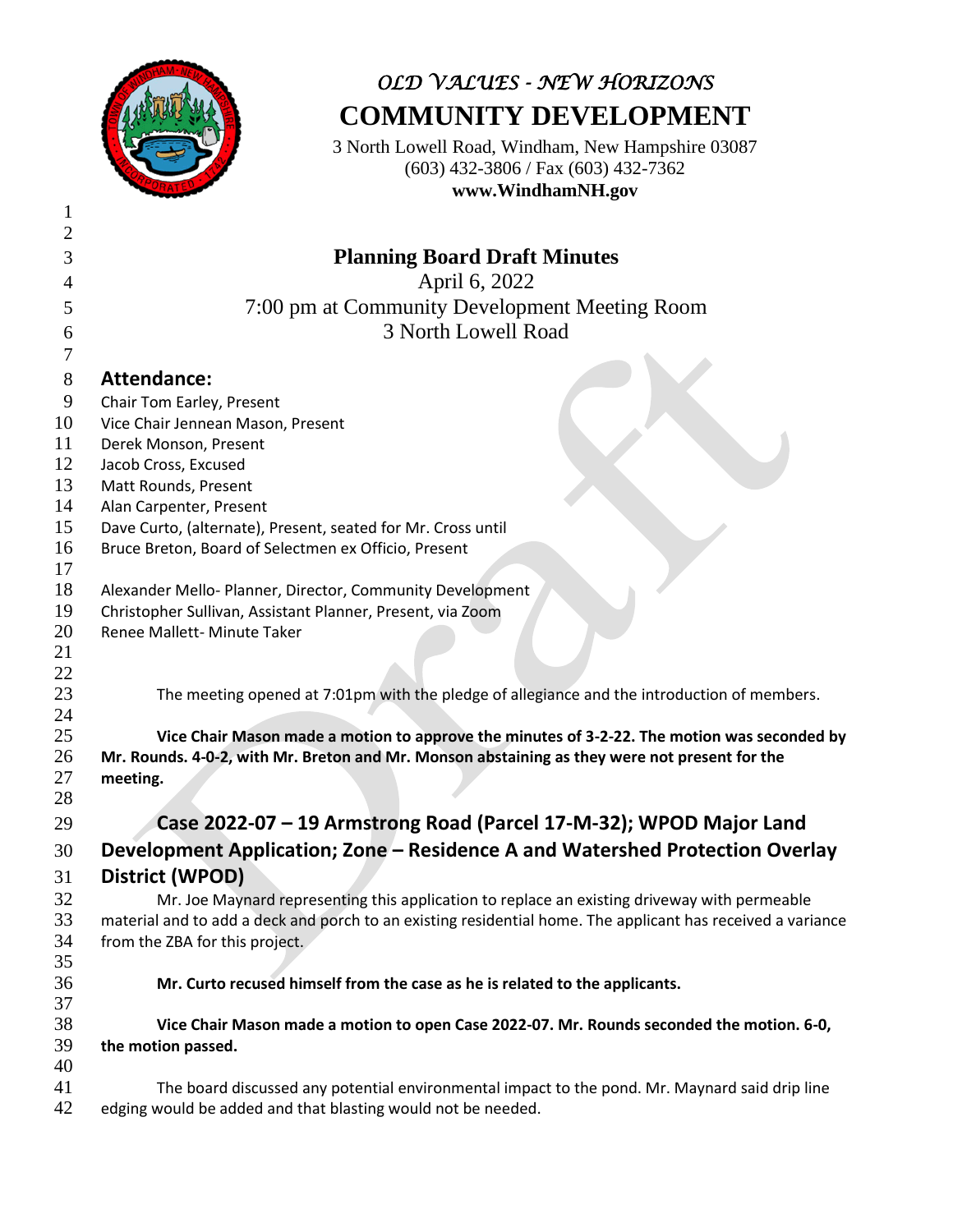*OLD VALUES - NEW HORIZONS*

# COMMUNITY DEVELOPMENT

3 North Lowell Road, Windham, New Hampshire 03087
(603) 432-3806 / Fax (603) 432-7362
**www.WindhamNH.gov**

## Planning Board Draft Minutes

April 6, 2022
7:00 pm at Community Development Meeting Room
3 North Lowell Road

## Attendance:

Chair Tom Earley, Present
Vice Chair Jennean Mason, Present
Derek Monson, Present
Jacob Cross, Excused
Matt Rounds, Present
Alan Carpenter, Present
Dave Curto, (alternate), Present, seated for Mr. Cross until
Bruce Breton, Board of Selectmen ex Officio, Present

Alexander Mello- Planner, Director, Community Development
Christopher Sullivan, Assistant Planner, Present, via Zoom
Renee Mallett- Minute Taker

The meeting opened at 7:01pm with the pledge of allegiance and the introduction of members.

**Vice Chair Mason made a motion to approve the minutes of 3-2-22. The motion was seconded by Mr. Rounds. 4-0-2, with Mr. Breton and Mr. Monson abstaining as they were not present for the meeting.**

## Case 2022-07 – 19 Armstrong Road (Parcel 17-M-32); WPOD Major Land Development Application; Zone – Residence A and Watershed Protection Overlay District (WPOD)

Mr. Joe Maynard representing this application to replace an existing driveway with permeable material and to add a deck and porch to an existing residential home. The applicant has received a variance from the ZBA for this project.

**Mr. Curto recused himself from the case as he is related to the applicants.**

**Vice Chair Mason made a motion to open Case 2022-07. Mr. Rounds seconded the motion. 6-0, the motion passed.**

The board discussed any potential environmental impact to the pond. Mr. Maynard said drip line edging would be added and that blasting would not be needed.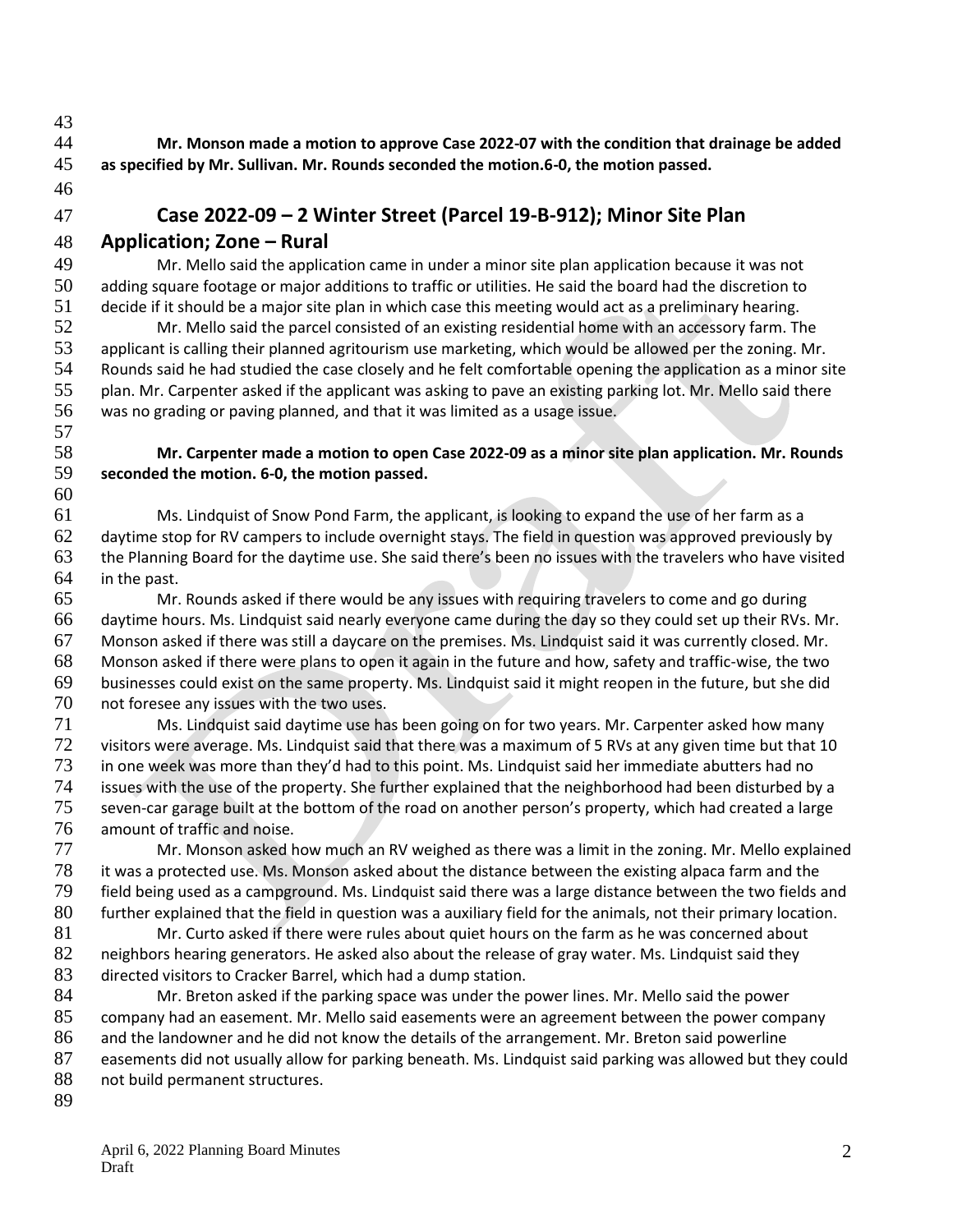**Mr. Monson made a motion to approve Case 2022-07 with the condition that drainage be added as specified by Mr. Sullivan. Mr. Rounds seconded the motion.6-0, the motion passed.**

## Case 2022-09 – 2 Winter Street (Parcel 19-B-912); Minor Site Plan Application; Zone – Rural

Mr. Mello said the application came in under a minor site plan application because it was not adding square footage or major additions to traffic or utilities. He said the board had the discretion to decide if it should be a major site plan in which case this meeting would act as a preliminary hearing.

Mr. Mello said the parcel consisted of an existing residential home with an accessory farm. The applicant is calling their planned agritourism use marketing, which would be allowed per the zoning. Mr. Rounds said he had studied the case closely and he felt comfortable opening the application as a minor site plan. Mr. Carpenter asked if the applicant was asking to pave an existing parking lot. Mr. Mello said there was no grading or paving planned, and that it was limited as a usage issue.

**Mr. Carpenter made a motion to open Case 2022-09 as a minor site plan application. Mr. Rounds seconded the motion. 6-0, the motion passed.**

Ms. Lindquist of Snow Pond Farm, the applicant, is looking to expand the use of her farm as a daytime stop for RV campers to include overnight stays. The field in question was approved previously by the Planning Board for the daytime use. She said there's been no issues with the travelers who have visited in the past.

Mr. Rounds asked if there would be any issues with requiring travelers to come and go during daytime hours. Ms. Lindquist said nearly everyone came during the day so they could set up their RVs. Mr. Monson asked if there was still a daycare on the premises. Ms. Lindquist said it was currently closed. Mr. Monson asked if there were plans to open it again in the future and how, safety and traffic-wise, the two businesses could exist on the same property. Ms. Lindquist said it might reopen in the future, but she did not foresee any issues with the two uses.

Ms. Lindquist said daytime use has been going on for two years. Mr. Carpenter asked how many visitors were average. Ms. Lindquist said that there was a maximum of 5 RVs at any given time but that 10 in one week was more than they'd had to this point. Ms. Lindquist said her immediate abutters had no issues with the use of the property. She further explained that the neighborhood had been disturbed by a seven-car garage built at the bottom of the road on another person's property, which had created a large amount of traffic and noise.

Mr. Monson asked how much an RV weighed as there was a limit in the zoning. Mr. Mello explained it was a protected use. Ms. Monson asked about the distance between the existing alpaca farm and the field being used as a campground. Ms. Lindquist said there was a large distance between the two fields and further explained that the field in question was a auxiliary field for the animals, not their primary location.

Mr. Curto asked if there were rules about quiet hours on the farm as he was concerned about neighbors hearing generators. He asked also about the release of gray water. Ms. Lindquist said they directed visitors to Cracker Barrel, which had a dump station.

Mr. Breton asked if the parking space was under the power lines. Mr. Mello said the power company had an easement. Mr. Mello said easements were an agreement between the power company and the landowner and he did not know the details of the arrangement. Mr. Breton said powerline easements did not usually allow for parking beneath. Ms. Lindquist said parking was allowed but they could not build permanent structures.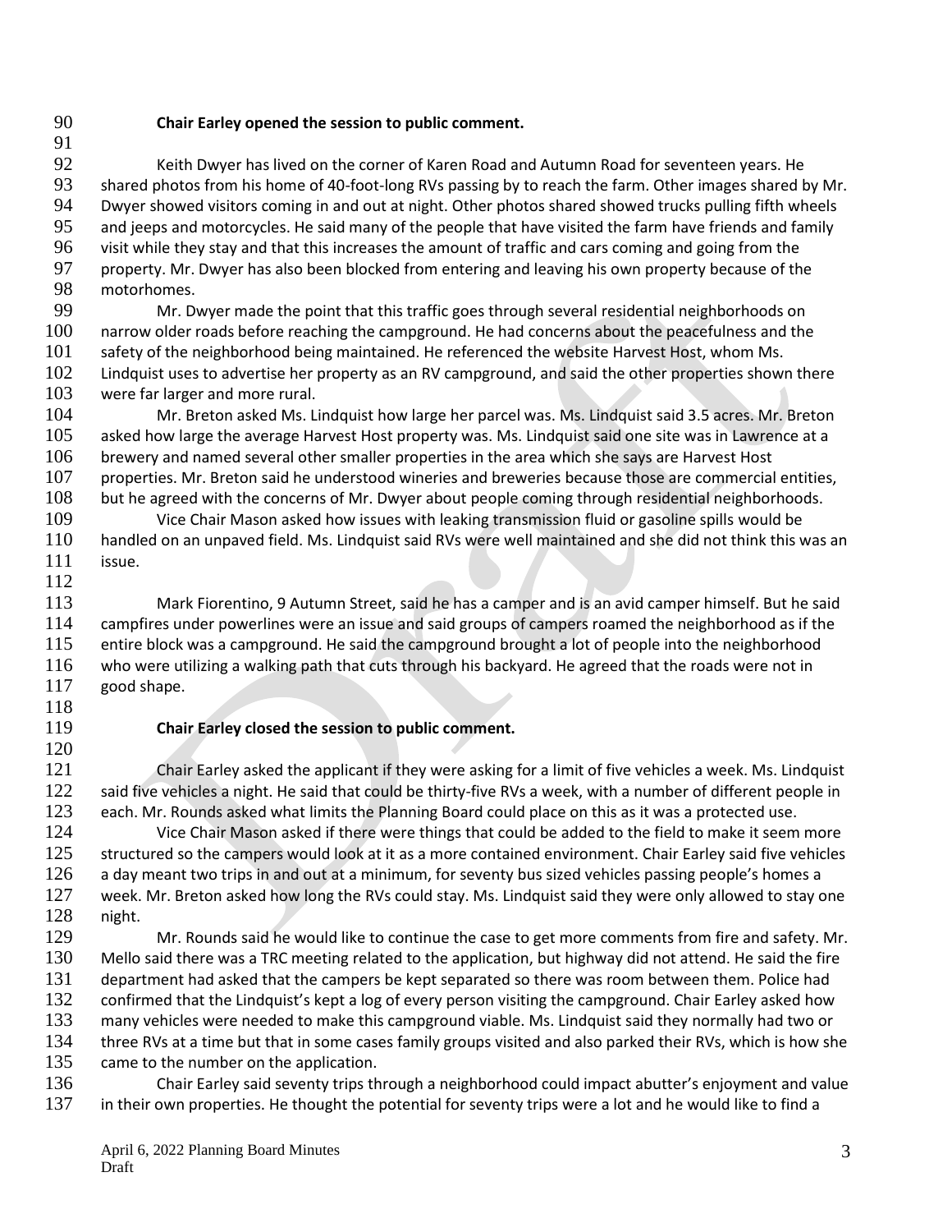**Chair Earley opened the session to public comment.**

Keith Dwyer has lived on the corner of Karen Road and Autumn Road for seventeen years. He shared photos from his home of 40-foot-long RVs passing by to reach the farm. Other images shared by Mr. Dwyer showed visitors coming in and out at night. Other photos shared showed trucks pulling fifth wheels and jeeps and motorcycles. He said many of the people that have visited the farm have friends and family visit while they stay and that this increases the amount of traffic and cars coming and going from the property. Mr. Dwyer has also been blocked from entering and leaving his own property because of the motorhomes.

Mr. Dwyer made the point that this traffic goes through several residential neighborhoods on narrow older roads before reaching the campground. He had concerns about the peacefulness and the safety of the neighborhood being maintained. He referenced the website Harvest Host, whom Ms. Lindquist uses to advertise her property as an RV campground, and said the other properties shown there were far larger and more rural.

Mr. Breton asked Ms. Lindquist how large her parcel was. Ms. Lindquist said 3.5 acres. Mr. Breton asked how large the average Harvest Host property was. Ms. Lindquist said one site was in Lawrence at a brewery and named several other smaller properties in the area which she says are Harvest Host properties. Mr. Breton said he understood wineries and breweries because those are commercial entities, but he agreed with the concerns of Mr. Dwyer about people coming through residential neighborhoods.

Vice Chair Mason asked how issues with leaking transmission fluid or gasoline spills would be handled on an unpaved field. Ms. Lindquist said RVs were well maintained and she did not think this was an issue.

Mark Fiorentino, 9 Autumn Street, said he has a camper and is an avid camper himself. But he said campfires under powerlines were an issue and said groups of campers roamed the neighborhood as if the entire block was a campground. He said the campground brought a lot of people into the neighborhood who were utilizing a walking path that cuts through his backyard. He agreed that the roads were not in good shape.

**Chair Earley closed the session to public comment.**

Chair Earley asked the applicant if they were asking for a limit of five vehicles a week. Ms. Lindquist said five vehicles a night. He said that could be thirty-five RVs a week, with a number of different people in each. Mr. Rounds asked what limits the Planning Board could place on this as it was a protected use.

Vice Chair Mason asked if there were things that could be added to the field to make it seem more structured so the campers would look at it as a more contained environment. Chair Earley said five vehicles a day meant two trips in and out at a minimum, for seventy bus sized vehicles passing people's homes a week. Mr. Breton asked how long the RVs could stay. Ms. Lindquist said they were only allowed to stay one night.

Mr. Rounds said he would like to continue the case to get more comments from fire and safety. Mr. Mello said there was a TRC meeting related to the application, but highway did not attend. He said the fire department had asked that the campers be kept separated so there was room between them. Police had confirmed that the Lindquist's kept a log of every person visiting the campground. Chair Earley asked how many vehicles were needed to make this campground viable. Ms. Lindquist said they normally had two or three RVs at a time but that in some cases family groups visited and also parked their RVs, which is how she came to the number on the application.

Chair Earley said seventy trips through a neighborhood could impact abutter's enjoyment and value in their own properties. He thought the potential for seventy trips were a lot and he would like to find a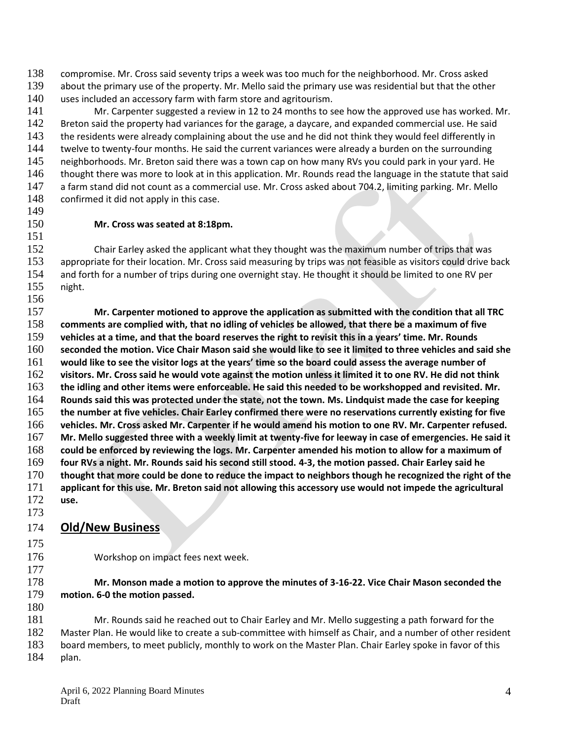compromise. Mr. Cross said seventy trips a week was too much for the neighborhood. Mr. Cross asked about the primary use of the property. Mr. Mello said the primary use was residential but that the other uses included an accessory farm with farm store and agritourism.

Mr. Carpenter suggested a review in 12 to 24 months to see how the approved use has worked. Mr. Breton said the property had variances for the garage, a daycare, and expanded commercial use. He said the residents were already complaining about the use and he did not think they would feel differently in twelve to twenty-four months. He said the current variances were already a burden on the surrounding neighborhoods. Mr. Breton said there was a town cap on how many RVs you could park in your yard. He thought there was more to look at in this application. Mr. Rounds read the language in the statute that said a farm stand did not count as a commercial use. Mr. Cross asked about 704.2, limiting parking. Mr. Mello confirmed it did not apply in this case.

**Mr. Cross was seated at 8:18pm.**

Chair Earley asked the applicant what they thought was the maximum number of trips that was appropriate for their location. Mr. Cross said measuring by trips was not feasible as visitors could drive back and forth for a number of trips during one overnight stay. He thought it should be limited to one RV per night.

**Mr. Carpenter motioned to approve the application as submitted with the condition that all TRC comments are complied with, that no idling of vehicles be allowed, that there be a maximum of five vehicles at a time, and that the board reserves the right to revisit this in a years' time. Mr. Rounds seconded the motion. Vice Chair Mason said she would like to see it limited to three vehicles and said she would like to see the visitor logs at the years' time so the board could assess the average number of visitors. Mr. Cross said he would vote against the motion unless it limited it to one RV. He did not think the idling and other items were enforceable. He said this needed to be workshopped and revisited. Mr. Rounds said this was protected under the state, not the town. Ms. Lindquist made the case for keeping the number at five vehicles. Chair Earley confirmed there were no reservations currently existing for five vehicles. Mr. Cross asked Mr. Carpenter if he would amend his motion to one RV. Mr. Carpenter refused. Mr. Mello suggested three with a weekly limit at twenty-five for leeway in case of emergencies. He said it could be enforced by reviewing the logs. Mr. Carpenter amended his motion to allow for a maximum of four RVs a night. Mr. Rounds said his second still stood. 4-3, the motion passed. Chair Earley said he thought that more could be done to reduce the impact to neighbors though he recognized the right of the applicant for this use. Mr. Breton said not allowing this accessory use would not impede the agricultural use.**

## Old/New Business

Workshop on impact fees next week.

**Mr. Monson made a motion to approve the minutes of 3-16-22. Vice Chair Mason seconded the motion. 6-0 the motion passed.**

Mr. Rounds said he reached out to Chair Earley and Mr. Mello suggesting a path forward for the Master Plan. He would like to create a sub-committee with himself as Chair, and a number of other resident board members, to meet publicly, monthly to work on the Master Plan. Chair Earley spoke in favor of this plan.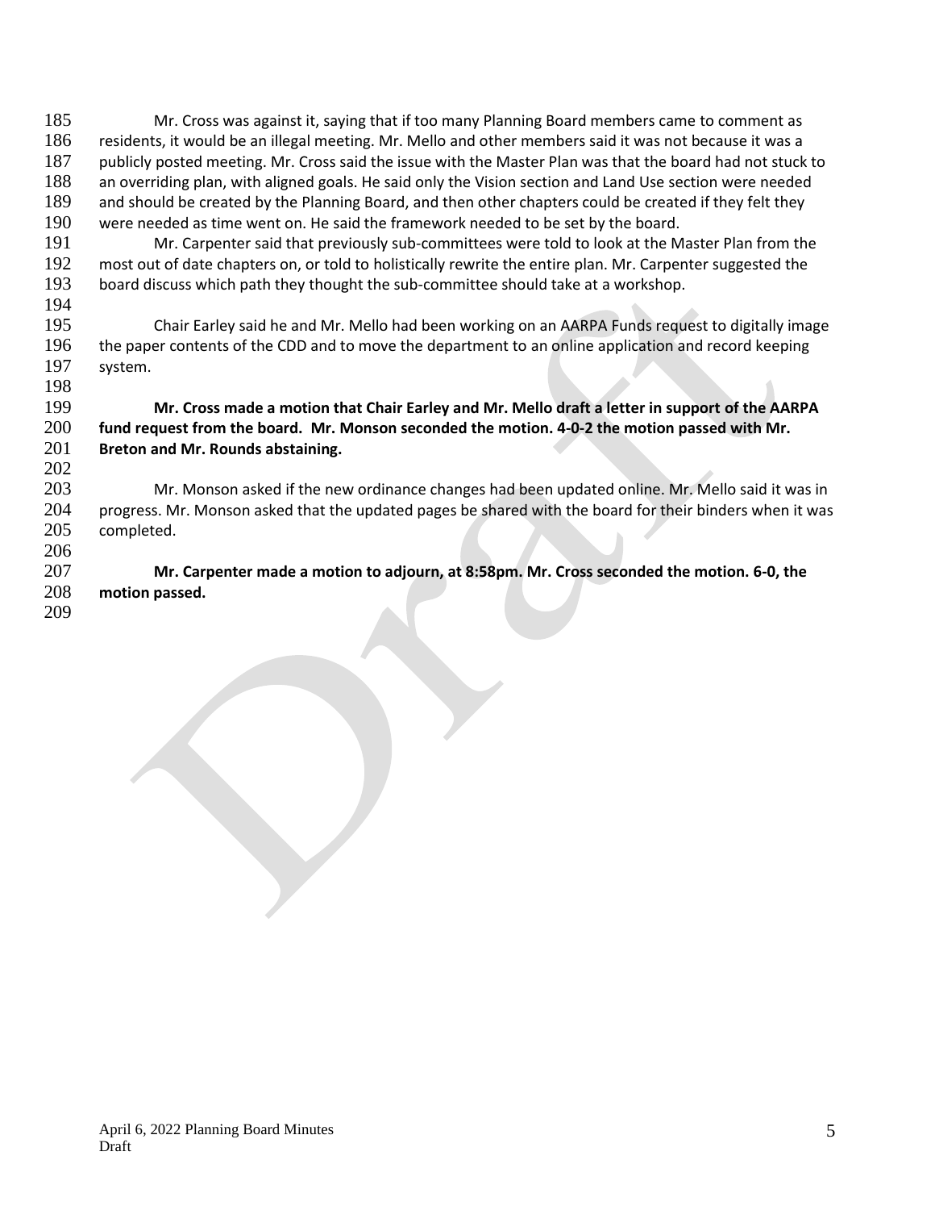Mr. Cross was against it, saying that if too many Planning Board members came to comment as residents, it would be an illegal meeting. Mr. Mello and other members said it was not because it was a publicly posted meeting. Mr. Cross said the issue with the Master Plan was that the board had not stuck to an overriding plan, with aligned goals. He said only the Vision section and Land Use section were needed and should be created by the Planning Board, and then other chapters could be created if they felt they were needed as time went on. He said the framework needed to be set by the board.

Mr. Carpenter said that previously sub-committees were told to look at the Master Plan from the most out of date chapters on, or told to holistically rewrite the entire plan. Mr. Carpenter suggested the board discuss which path they thought the sub-committee should take at a workshop.

Chair Earley said he and Mr. Mello had been working on an AARPA Funds request to digitally image the paper contents of the CDD and to move the department to an online application and record keeping system.

**Mr. Cross made a motion that Chair Earley and Mr. Mello draft a letter in support of the AARPA fund request from the board. Mr. Monson seconded the motion. 4-0-2 the motion passed with Mr. Breton and Mr. Rounds abstaining.**

Mr. Monson asked if the new ordinance changes had been updated online. Mr. Mello said it was in progress. Mr. Monson asked that the updated pages be shared with the board for their binders when it was completed.

**Mr. Carpenter made a motion to adjourn, at 8:58pm. Mr. Cross seconded the motion. 6-0, the motion passed.**